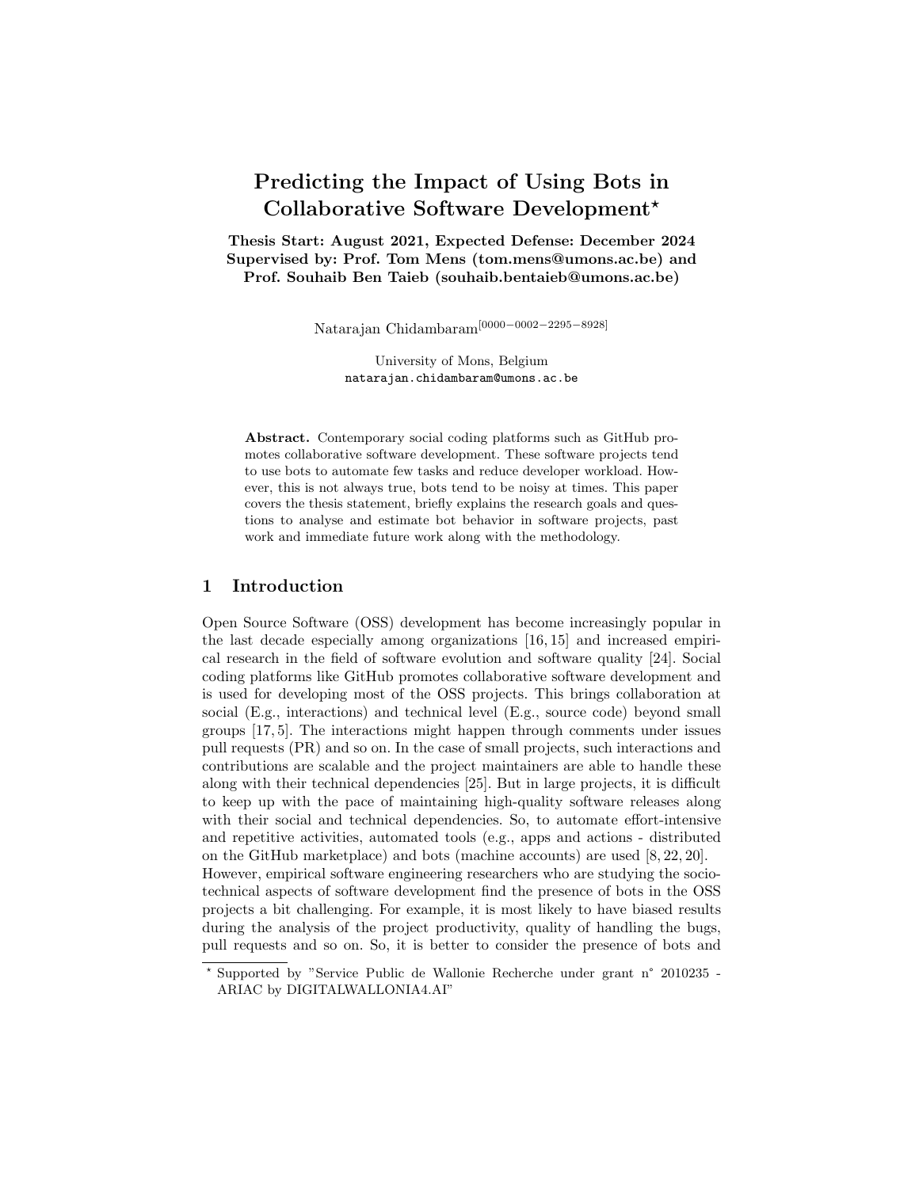# Predicting the Impact of Using Bots in Collaborative Software Development*

**Thesis Start: August 2021, Expected Defense: December 2024**
**Supervised by: Prof. Tom Mens (tom.mens@umons.ac.be) and Prof. Souhaib Ben Taieb (souhaib.bentaieb@umons.ac.be)**

Natarajan Chidambaram[0000-0002-2295-8928]

University of Mons, Belgium
natarajan.chidambaram@umons.ac.be

**Abstract.** Contemporary social coding platforms such as GitHub promotes collaborative software development. These software projects tend to use bots to automate few tasks and reduce developer workload. However, this is not always true, bots tend to be noisy at times. This paper covers the thesis statement, briefly explains the research goals and questions to analyse and estimate bot behavior in software projects, past work and immediate future work along with the methodology.

## 1 Introduction

Open Source Software (OSS) development has become increasingly popular in the last decade especially among organizations [16, 15] and increased empirical research in the field of software evolution and software quality [24]. Social coding platforms like GitHub promotes collaborative software development and is used for developing most of the OSS projects. This brings collaboration at social (E.g., interactions) and technical level (E.g., source code) beyond small groups [17, 5]. The interactions might happen through comments under issues pull requests (PR) and so on. In the case of small projects, such interactions and contributions are scalable and the project maintainers are able to handle these along with their technical dependencies [25]. But in large projects, it is difficult to keep up with the pace of maintaining high-quality software releases along with their social and technical dependencies. So, to automate effort-intensive and repetitive activities, automated tools (e.g., apps and actions - distributed on the GitHub marketplace) and bots (machine accounts) are used [8, 22, 20]. However, empirical software engineering researchers who are studying the socio-technical aspects of software development find the presence of bots in the OSS projects a bit challenging. For example, it is most likely to have biased results during the analysis of the project productivity, quality of handling the bugs, pull requests and so on. So, it is better to consider the presence of bots and

* Supported by "Service Public de Wallonie Recherche under grant n° 2010235 - ARIAC by DIGITALWALLONIA4.AI"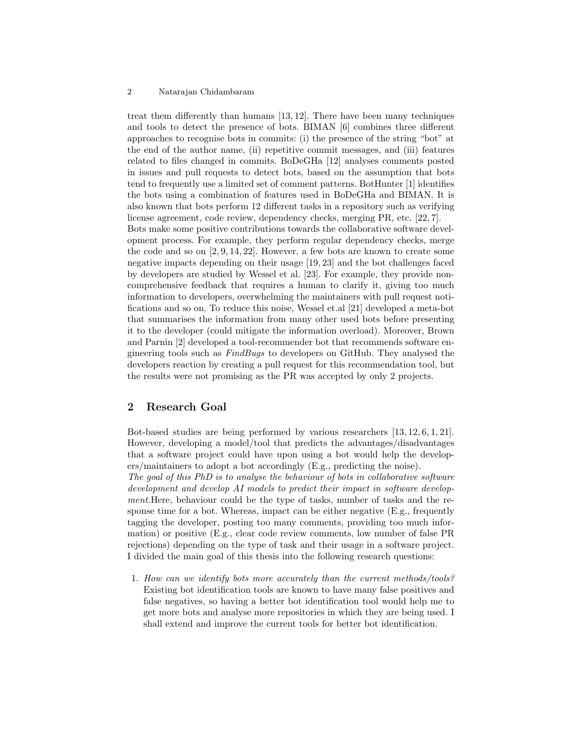treat them differently than humans [13, 12]. There have been many techniques and tools to detect the presence of bots. BIMAN [6] combines three different approaches to recognise bots in commits: (i) the presence of the string "bot" at the end of the author name, (ii) repetitive commit messages, and (iii) features related to files changed in commits. BoDeGHa [12] analyses comments posted in issues and pull requests to detect bots, based on the assumption that bots tend to frequently use a limited set of comment patterns. BotHunter [1] identifies the bots using a combination of features used in BoDeGHa and BIMAN. It is also known that bots perform 12 different tasks in a repository such as verifying license agreement, code review, dependency checks, merging PR, etc. [22, 7].
Bots make some positive contributions towards the collaborative software development process. For example, they perform regular dependency checks, merge the code and so on [2, 9, 14, 22]. However, a few bots are known to create some negative impacts depending on their usage [19, 23] and the bot challenges faced by developers are studied by Wessel et al. [23]. For example, they provide non-comprehensive feedback that requires a human to clarify it, giving too much information to developers, overwhelming the maintainers with pull request notifications and so on. To reduce this noise, Wessel et.al [21] developed a meta-bot that summarises the information from many other used bots before presenting it to the developer (could mitigate the information overload). Moreover, Brown and Parnin [2] developed a tool-recommender bot that recommends software engineering tools such as *FindBugs* to developers on GitHub. They analysed the developers reaction by creating a pull request for this recommendation tool, but the results were not promising as the PR was accepted by only 2 projects.

## 2 Research Goal

Bot-based studies are being performed by various researchers [13, 12, 6, 1, 21]. However, developing a model/tool that predicts the advantages/disadvantages that a software project could have upon using a bot would help the developers/maintainers to adopt a bot accordingly (E.g., predicting the noise).
*The goal of this PhD is to analyse the behaviour of bots in collaborative software development and develop AI models to predict their impact in software development.*Here, behaviour could be the type of tasks, number of tasks and the response time for a bot. Whereas, impact can be either negative (E.g., frequently tagging the developer, posting too many comments, providing too much information) or positive (E.g., clear code review comments, low number of false PR rejections) depending on the type of task and their usage in a software project. I divided the main goal of this thesis into the following research questions:

1. *How can we identify bots more accurately than the current methods/tools?* Existing bot identification tools are known to have many false positives and false negatives, so having a better bot identification tool would help me to get more bots and analyse more repositories in which they are being used. I shall extend and improve the current tools for better bot identification.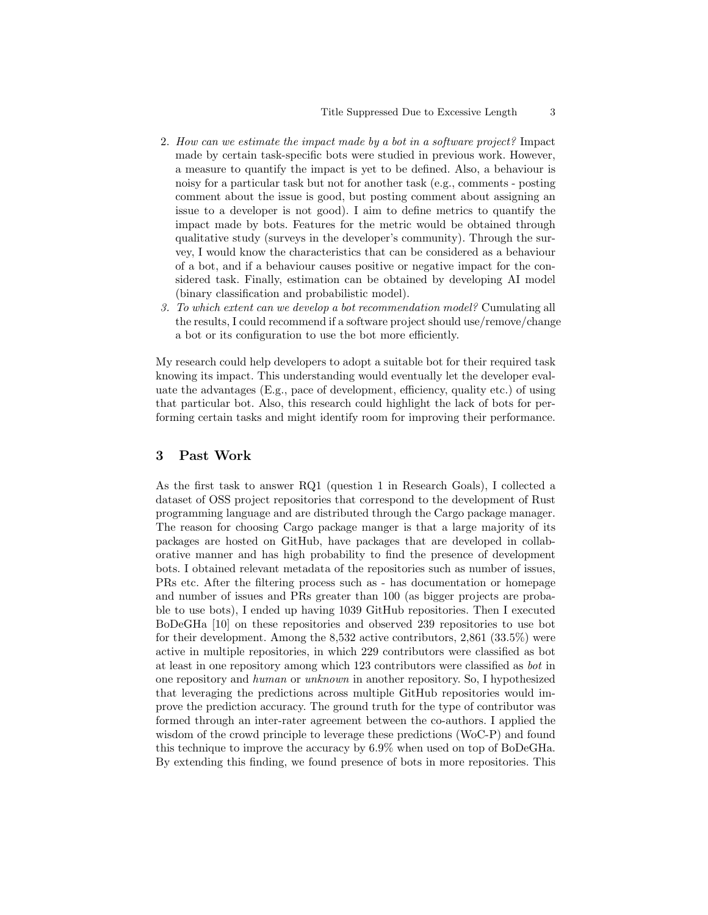2. *How can we estimate the impact made by a bot in a software project?* Impact made by certain task-specific bots were studied in previous work. However, a measure to quantify the impact is yet to be defined. Also, a behaviour is noisy for a particular task but not for another task (e.g., comments - posting comment about the issue is good, but posting comment about assigning an issue to a developer is not good). I aim to define metrics to quantify the impact made by bots. Features for the metric would be obtained through qualitative study (surveys in the developer's community). Through the survey, I would know the characteristics that can be considered as a behaviour of a bot, and if a behaviour causes positive or negative impact for the considered task. Finally, estimation can be obtained by developing AI model (binary classification and probabilistic model).
3. *To which extent can we develop a bot recommendation model?* Cumulating all the results, I could recommend if a software project should use/remove/change a bot or its configuration to use the bot more efficiently.

My research could help developers to adopt a suitable bot for their required task knowing its impact. This understanding would eventually let the developer evaluate the advantages (E.g., pace of development, efficiency, quality etc.) of using that particular bot. Also, this research could highlight the lack of bots for performing certain tasks and might identify room for improving their performance.

## 3 Past Work

As the first task to answer RQ1 (question 1 in Research Goals), I collected a dataset of OSS project repositories that correspond to the development of Rust programming language and are distributed through the Cargo package manager. The reason for choosing Cargo package manger is that a large majority of its packages are hosted on GitHub, have packages that are developed in collaborative manner and has high probability to find the presence of development bots. I obtained relevant metadata of the repositories such as number of issues, PRs etc. After the filtering process such as - has documentation or homepage and number of issues and PRs greater than 100 (as bigger projects are probable to use bots), I ended up having 1039 GitHub repositories. Then I executed BoDeGHa [10] on these repositories and observed 239 repositories to use bot for their development. Among the 8,532 active contributors, 2,861 (33.5%) were active in multiple repositories, in which 229 contributors were classified as bot at least in one repository among which 123 contributors were classified as *bot* in one repository and *human* or *unknown* in another repository. So, I hypothesized that leveraging the predictions across multiple GitHub repositories would improve the prediction accuracy. The ground truth for the type of contributor was formed through an inter-rater agreement between the co-authors. I applied the wisdom of the crowd principle to leverage these predictions (WoC-P) and found this technique to improve the accuracy by 6.9% when used on top of BoDeGHa. By extending this finding, we found presence of bots in more repositories. This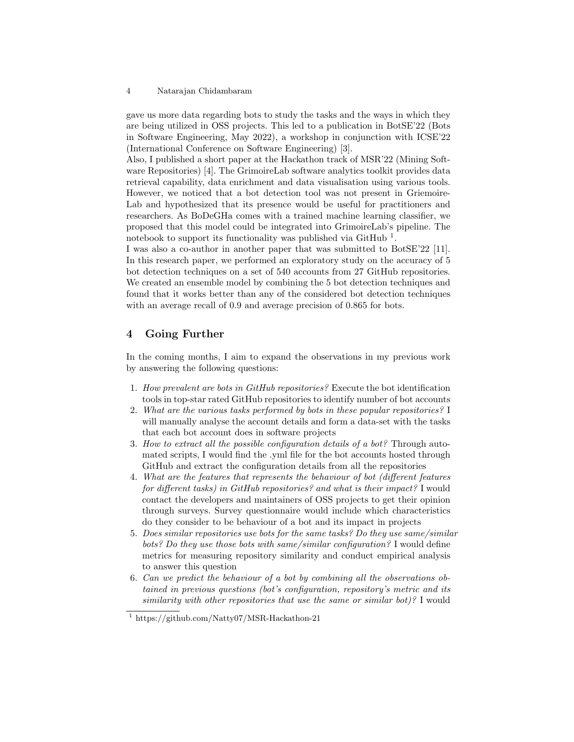gave us more data regarding bots to study the tasks and the ways in which they are being utilized in OSS projects. This led to a publication in BotSE'22 (Bots in Software Engineering, May 2022), a workshop in conjunction with ICSE'22 (International Conference on Software Engineering) [3].

Also, I published a short paper at the Hackathon track of MSR'22 (Mining Software Repositories) [4]. The GrimoireLab software analytics toolkit provides data retrieval capability, data enrichment and data visualisation using various tools. However, we noticed that a bot detection tool was not present in Griemoire-Lab and hypothesized that its presence would be useful for practitioners and researchers. As BoDeGHa comes with a trained machine learning classifier, we proposed that this model could be integrated into GrimoireLab's pipeline. The notebook to support its functionality was published via GitHub [1].

I was also a co-author in another paper that was submitted to BotSE'22 [11]. In this research paper, we performed an exploratory study on the accuracy of 5 bot detection techniques on a set of 540 accounts from 27 GitHub repositories. We created an ensemble model by combining the 5 bot detection techniques and found that it works better than any of the considered bot detection techniques with an average recall of 0.9 and average precision of 0.865 for bots.

## 4 Going Further

In the coming months, I aim to expand the observations in my previous work by answering the following questions:

1. *How prevalent are bots in GitHub repositories?* Execute the bot identification tools in top-star rated GitHub repositories to identify number of bot accounts
2. *What are the various tasks performed by bots in these popular repositories?* I will manually analyse the account details and form a data-set with the tasks that each bot account does in software projects
3. *How to extract all the possible configuration details of a bot?* Through automated scripts, I would find the .yml file for the bot accounts hosted through GitHub and extract the configuration details from all the repositories
4. *What are the features that represents the behaviour of bot (different features for different tasks) in GitHub repositories? and what is their impact?* I would contact the developers and maintainers of OSS projects to get their opinion through surveys. Survey questionnaire would include which characteristics do they consider to be behaviour of a bot and its impact in projects
5. *Does similar repositories use bots for the same tasks? Do they use same/similar bots? Do they use those bots with same/similar configuration?* I would define metrics for measuring repository similarity and conduct empirical analysis to answer this question
6. *Can we predict the behaviour of a bot by combining all the observations obtained in previous questions (bot's configuration, repository's metric and its similarity with other repositories that use the same or similar bot)?* I would

[1] https://github.com/Natty07/MSR-Hackathon-21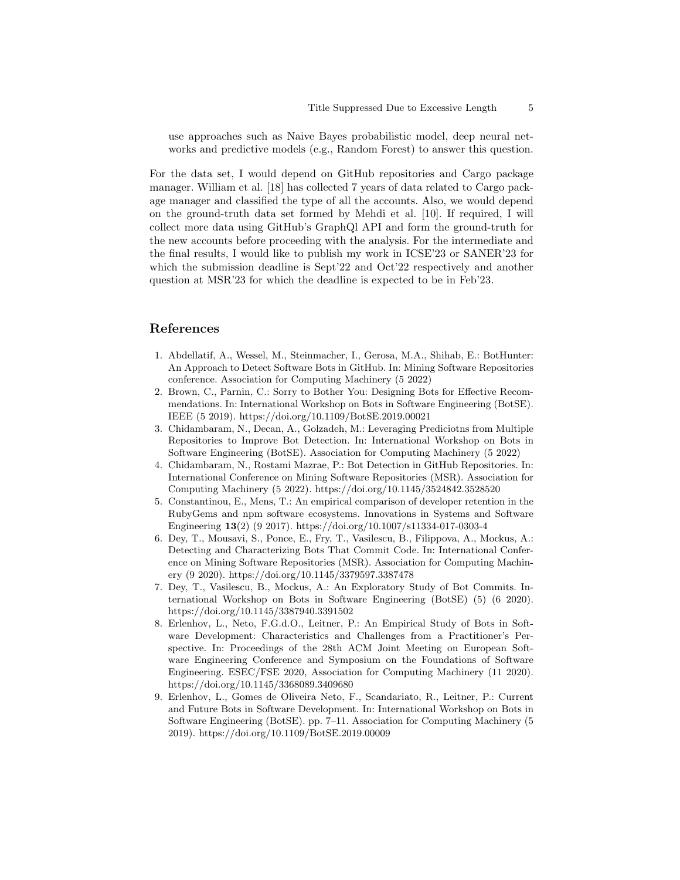use approaches such as Naive Bayes probabilistic model, deep neural networks and predictive models (e.g., Random Forest) to answer this question.

For the data set, I would depend on GitHub repositories and Cargo package manager. William et al. [18] has collected 7 years of data related to Cargo package manager and classified the type of all the accounts. Also, we would depend on the ground-truth data set formed by Mehdi et al. [10]. If required, I will collect more data using GitHub's GraphQl API and form the ground-truth for the new accounts before proceeding with the analysis. For the intermediate and the final results, I would like to publish my work in ICSE'23 or SANER'23 for which the submission deadline is Sept'22 and Oct'22 respectively and another question at MSR'23 for which the deadline is expected to be in Feb'23.

## References

1. Abdellatif, A., Wessel, M., Steinmacher, I., Gerosa, M.A., Shihab, E.: BotHunter: An Approach to Detect Software Bots in GitHub. In: Mining Software Repositories conference. Association for Computing Machinery (5 2022)
2. Brown, C., Parnin, C.: Sorry to Bother You: Designing Bots for Effective Recommendations. In: International Workshop on Bots in Software Engineering (BotSE). IEEE (5 2019). https://doi.org/10.1109/BotSE.2019.00021
3. Chidambaram, N., Decan, A., Golzadeh, M.: Leveraging Prediciotns from Multiple Repositories to Improve Bot Detection. In: International Workshop on Bots in Software Engineering (BotSE). Association for Computing Machinery (5 2022)
4. Chidambaram, N., Rostami Mazrae, P.: Bot Detection in GitHub Repositories. In: International Conference on Mining Software Repositories (MSR). Association for Computing Machinery (5 2022). https://doi.org/10.1145/3524842.3528520
5. Constantinou, E., Mens, T.: An empirical comparison of developer retention in the RubyGems and npm software ecosystems. Innovations in Systems and Software Engineering **13**(2) (9 2017). https://doi.org/10.1007/s11334-017-0303-4
6. Dey, T., Mousavi, S., Ponce, E., Fry, T., Vasilescu, B., Filippova, A., Mockus, A.: Detecting and Characterizing Bots That Commit Code. In: International Conference on Mining Software Repositories (MSR). Association for Computing Machinery (9 2020). https://doi.org/10.1145/3379597.3387478
7. Dey, T., Vasilescu, B., Mockus, A.: An Exploratory Study of Bot Commits. International Workshop on Bots in Software Engineering (BotSE) (5) (6 2020). https://doi.org/10.1145/3387940.3391502
8. Erlenhov, L., Neto, F.G.d.O., Leitner, P.: An Empirical Study of Bots in Software Development: Characteristics and Challenges from a Practitioner's Perspective. In: Proceedings of the 28th ACM Joint Meeting on European Software Engineering Conference and Symposium on the Foundations of Software Engineering. ESEC/FSE 2020, Association for Computing Machinery (11 2020). https://doi.org/10.1145/3368089.3409680
9. Erlenhov, L., Gomes de Oliveira Neto, F., Scandariato, R., Leitner, P.: Current and Future Bots in Software Development. In: International Workshop on Bots in Software Engineering (BotSE). pp. 7–11. Association for Computing Machinery (5 2019). https://doi.org/10.1109/BotSE.2019.00009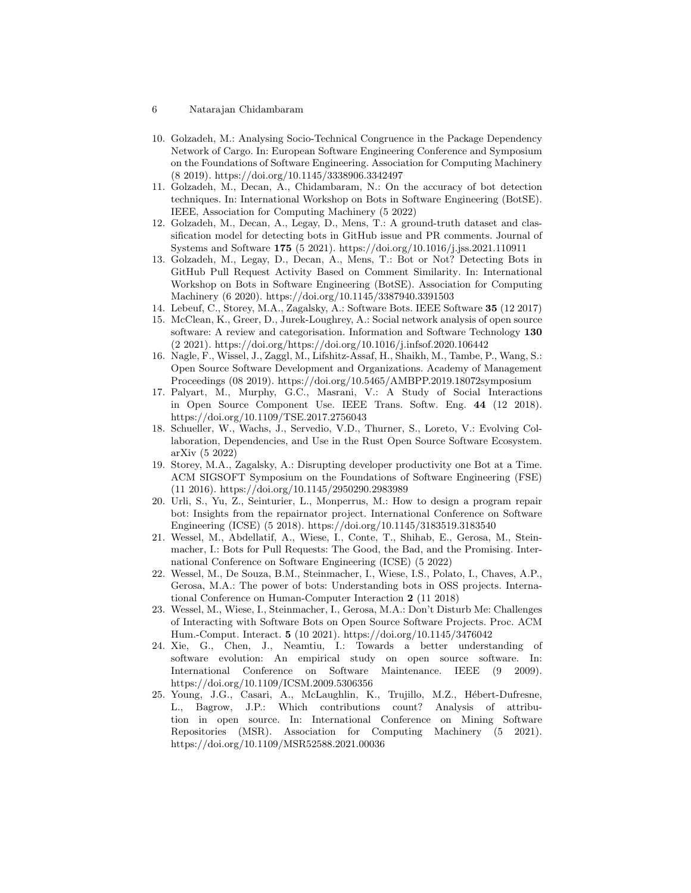10. Golzadeh, M.: Analysing Socio-Technical Congruence in the Package Dependency Network of Cargo. In: European Software Engineering Conference and Symposium on the Foundations of Software Engineering. Association for Computing Machinery (8 2019). https://doi.org/10.1145/3338906.3342497
11. Golzadeh, M., Decan, A., Chidambaram, N.: On the accuracy of bot detection techniques. In: International Workshop on Bots in Software Engineering (BotSE). IEEE, Association for Computing Machinery (5 2022)
12. Golzadeh, M., Decan, A., Legay, D., Mens, T.: A ground-truth dataset and classification model for detecting bots in GitHub issue and PR comments. Journal of Systems and Software **175** (5 2021). https://doi.org/10.1016/j.jss.2021.110911
13. Golzadeh, M., Legay, D., Decan, A., Mens, T.: Bot or Not? Detecting Bots in GitHub Pull Request Activity Based on Comment Similarity. In: International Workshop on Bots in Software Engineering (BotSE). Association for Computing Machinery (6 2020). https://doi.org/10.1145/3387940.3391503
14. Lebeuf, C., Storey, M.A., Zagalsky, A.: Software Bots. IEEE Software **35** (12 2017)
15. McClean, K., Greer, D., Jurek-Loughrey, A.: Social network analysis of open source software: A review and categorisation. Information and Software Technology **130** (2 2021). https://doi.org/https://doi.org/10.1016/j.infsof.2020.106442
16. Nagle, F., Wissel, J., Zaggl, M., Lifshitz-Assaf, H., Shaikh, M., Tambe, P., Wang, S.: Open Source Software Development and Organizations. Academy of Management Proceedings (08 2019). https://doi.org/10.5465/AMBPP.2019.18072symposium
17. Palyart, M., Murphy, G.C., Masrani, V.: A Study of Social Interactions in Open Source Component Use. IEEE Trans. Softw. Eng. **44** (12 2018). https://doi.org/10.1109/TSE.2017.2756043
18. Schueller, W., Wachs, J., Servedio, V.D., Thurner, S., Loreto, V.: Evolving Collaboration, Dependencies, and Use in the Rust Open Source Software Ecosystem. arXiv (5 2022)
19. Storey, M.A., Zagalsky, A.: Disrupting developer productivity one Bot at a Time. ACM SIGSOFT Symposium on the Foundations of Software Engineering (FSE) (11 2016). https://doi.org/10.1145/2950290.2983989
20. Urli, S., Yu, Z., Seinturier, L., Monperrus, M.: How to design a program repair bot: Insights from the repairnator project. International Conference on Software Engineering (ICSE) (5 2018). https://doi.org/10.1145/3183519.3183540
21. Wessel, M., Abdellatif, A., Wiese, I., Conte, T., Shihab, E., Gerosa, M., Steinmacher, I.: Bots for Pull Requests: The Good, the Bad, and the Promising. International Conference on Software Engineering (ICSE) (5 2022)
22. Wessel, M., De Souza, B.M., Steinmacher, I., Wiese, I.S., Polato, I., Chaves, A.P., Gerosa, M.A.: The power of bots: Understanding bots in OSS projects. International Conference on Human-Computer Interaction **2** (11 2018)
23. Wessel, M., Wiese, I., Steinmacher, I., Gerosa, M.A.: Don't Disturb Me: Challenges of Interacting with Software Bots on Open Source Software Projects. Proc. ACM Hum.-Comput. Interact. **5** (10 2021). https://doi.org/10.1145/3476042
24. Xie, G., Chen, J., Neamtiu, I.: Towards a better understanding of software evolution: An empirical study on open source software. In: International Conference on Software Maintenance. IEEE (9 2009). https://doi.org/10.1109/ICSM.2009.5306356
25. Young, J.G., Casari, A., McLaughlin, K., Trujillo, M.Z., Hébert-Dufresne, L., Bagrow, J.P.: Which contributions count? Analysis of attribution in open source. In: International Conference on Mining Software Repositories (MSR). Association for Computing Machinery (5 2021). https://doi.org/10.1109/MSR52588.2021.00036